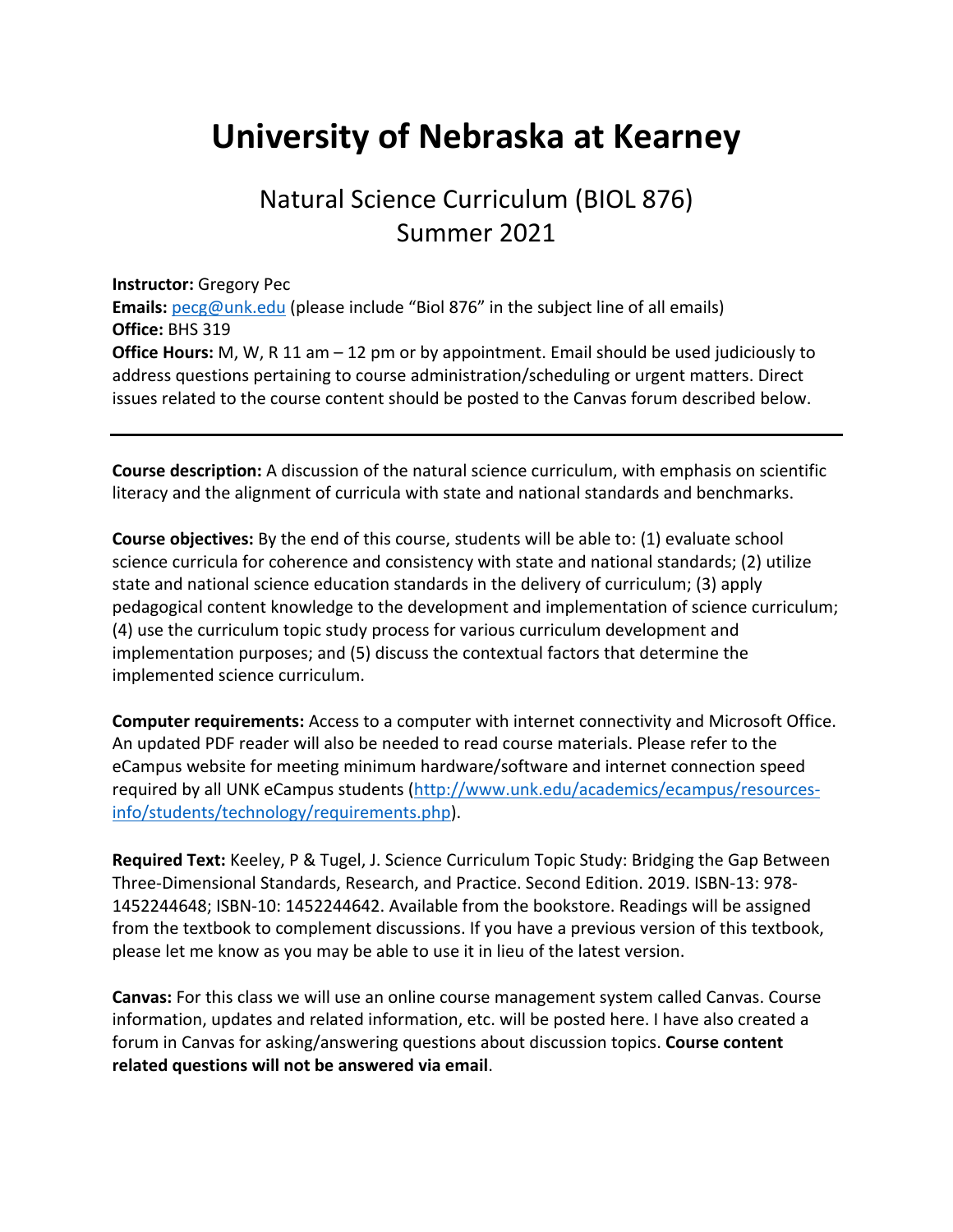# University of Nebraska at Kearney

## Natural Science Curriculum (BIOL 876)
## Summer 2021

**Instructor:** Gregory Pec
**Emails:** pecg@unk.edu (please include "Biol 876" in the subject line of all emails)
**Office:** BHS 319
**Office Hours:** M, W, R 11 am – 12 pm or by appointment. Email should be used judiciously to address questions pertaining to course administration/scheduling or urgent matters. Direct issues related to the course content should be posted to the Canvas forum described below.

---

**Course description:** A discussion of the natural science curriculum, with emphasis on scientific literacy and the alignment of curricula with state and national standards and benchmarks.

**Course objectives:** By the end of this course, students will be able to: (1) evaluate school science curricula for coherence and consistency with state and national standards; (2) utilize state and national science education standards in the delivery of curriculum; (3) apply pedagogical content knowledge to the development and implementation of science curriculum; (4) use the curriculum topic study process for various curriculum development and implementation purposes; and (5) discuss the contextual factors that determine the implemented science curriculum.

**Computer requirements:** Access to a computer with internet connectivity and Microsoft Office. An updated PDF reader will also be needed to read course materials. Please refer to the eCampus website for meeting minimum hardware/software and internet connection speed required by all UNK eCampus students (http://www.unk.edu/academics/ecampus/resources-info/students/technology/requirements.php).

**Required Text:** Keeley, P & Tugel, J. Science Curriculum Topic Study: Bridging the Gap Between Three-Dimensional Standards, Research, and Practice. Second Edition. 2019. ISBN-13: 978-1452244648; ISBN-10: 1452244642. Available from the bookstore. Readings will be assigned from the textbook to complement discussions. If you have a previous version of this textbook, please let me know as you may be able to use it in lieu of the latest version.

**Canvas:** For this class we will use an online course management system called Canvas. Course information, updates and related information, etc. will be posted here. I have also created a forum in Canvas for asking/answering questions about discussion topics. **Course content related questions will not be answered via email**.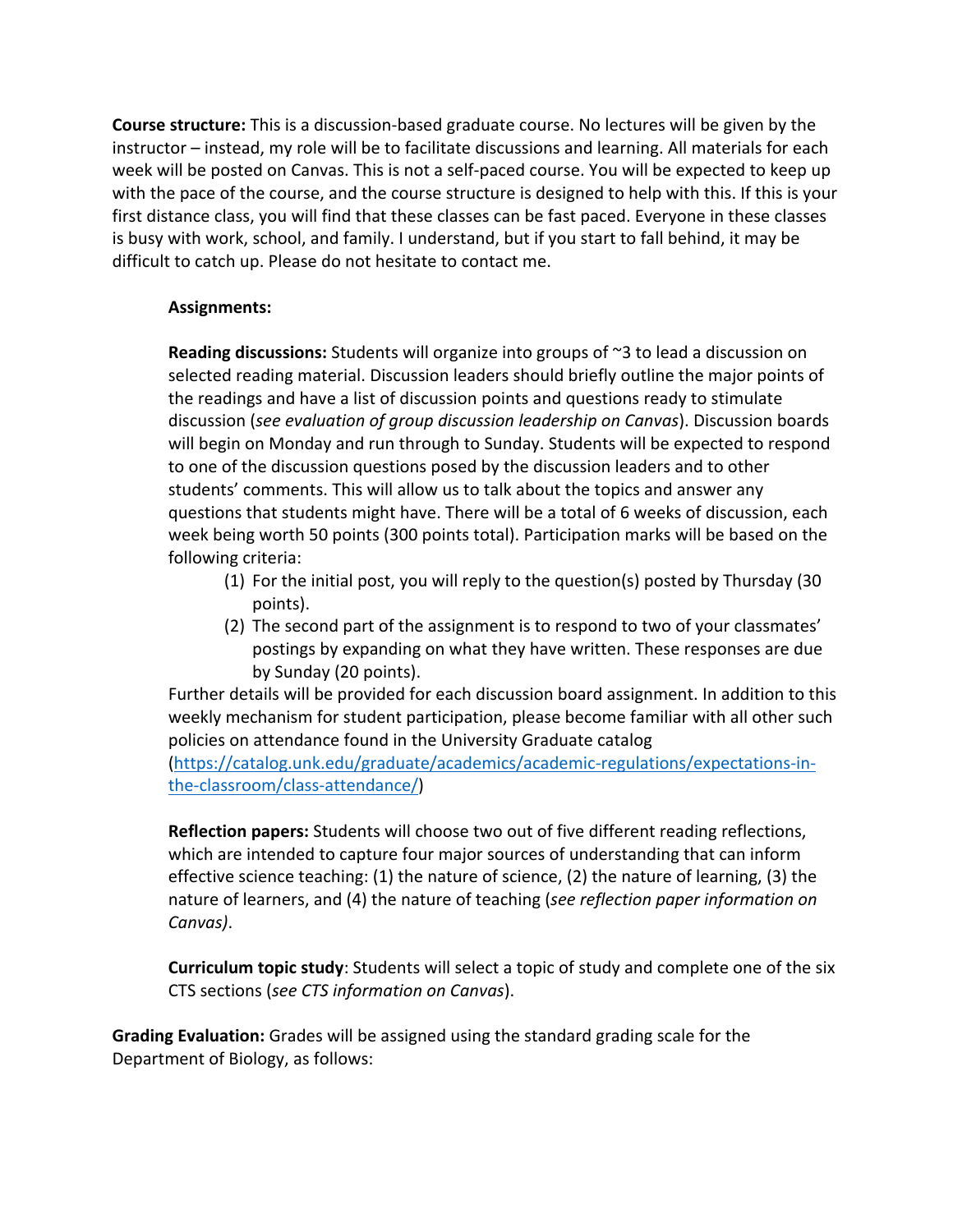**Course structure:** This is a discussion-based graduate course. No lectures will be given by the instructor – instead, my role will be to facilitate discussions and learning. All materials for each week will be posted on Canvas. This is not a self-paced course. You will be expected to keep up with the pace of the course, and the course structure is designed to help with this. If this is your first distance class, you will find that these classes can be fast paced. Everyone in these classes is busy with work, school, and family. I understand, but if you start to fall behind, it may be difficult to catch up. Please do not hesitate to contact me.

**Assignments:**

**Reading discussions:** Students will organize into groups of ~3 to lead a discussion on selected reading material. Discussion leaders should briefly outline the major points of the readings and have a list of discussion points and questions ready to stimulate discussion (*see evaluation of group discussion leadership on Canvas*). Discussion boards will begin on Monday and run through to Sunday. Students will be expected to respond to one of the discussion questions posed by the discussion leaders and to other students' comments. This will allow us to talk about the topics and answer any questions that students might have. There will be a total of 6 weeks of discussion, each week being worth 50 points (300 points total). Participation marks will be based on the following criteria:

1. For the initial post, you will reply to the question(s) posted by Thursday (30 points).
2. The second part of the assignment is to respond to two of your classmates' postings by expanding on what they have written. These responses are due by Sunday (20 points).

Further details will be provided for each discussion board assignment. In addition to this weekly mechanism for student participation, please become familiar with all other such policies on attendance found in the University Graduate catalog (https://catalog.unk.edu/graduate/academics/academic-regulations/expectations-in-the-classroom/class-attendance/)

**Reflection papers:** Students will choose two out of five different reading reflections, which are intended to capture four major sources of understanding that can inform effective science teaching: (1) the nature of science, (2) the nature of learning, (3) the nature of learners, and (4) the nature of teaching (*see reflection paper information on Canvas)*.

**Curriculum topic study**: Students will select a topic of study and complete one of the six CTS sections (*see CTS information on Canvas*).

**Grading Evaluation:** Grades will be assigned using the standard grading scale for the Department of Biology, as follows: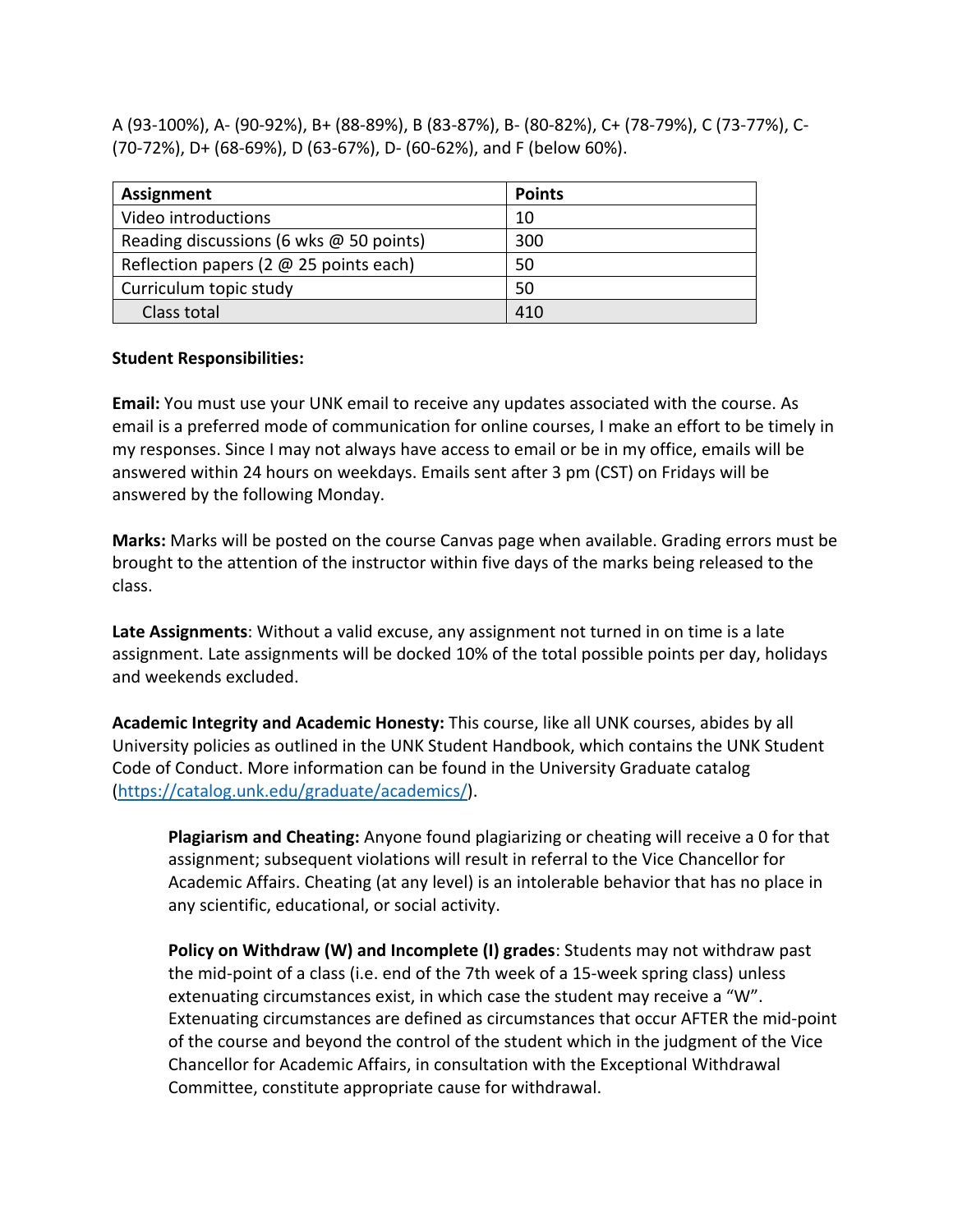A (93-100%), A- (90-92%), B+ (88-89%), B (83-87%), B- (80-82%), C+ (78-79%), C (73-77%), C- (70-72%), D+ (68-69%), D (63-67%), D- (60-62%), and F (below 60%).

| Assignment | Points |
|---|---|
| Video introductions | 10 |
| Reading discussions (6 wks @ 50 points) | 300 |
| Reflection papers (2 @ 25 points each) | 50 |
| Curriculum topic study | 50 |
| Class total | 410 |

**Student Responsibilities:**

**Email:** You must use your UNK email to receive any updates associated with the course. As email is a preferred mode of communication for online courses, I make an effort to be timely in my responses. Since I may not always have access to email or be in my office, emails will be answered within 24 hours on weekdays. Emails sent after 3 pm (CST) on Fridays will be answered by the following Monday.

**Marks:** Marks will be posted on the course Canvas page when available. Grading errors must be brought to the attention of the instructor within five days of the marks being released to the class.

**Late Assignments**: Without a valid excuse, any assignment not turned in on time is a late assignment. Late assignments will be docked 10% of the total possible points per day, holidays and weekends excluded.

**Academic Integrity and Academic Honesty:** This course, like all UNK courses, abides by all University policies as outlined in the UNK Student Handbook, which contains the UNK Student Code of Conduct. More information can be found in the University Graduate catalog (https://catalog.unk.edu/graduate/academics/).

> **Plagiarism and Cheating:** Anyone found plagiarizing or cheating will receive a 0 for that assignment; subsequent violations will result in referral to the Vice Chancellor for Academic Affairs. Cheating (at any level) is an intolerable behavior that has no place in any scientific, educational, or social activity.
>
> **Policy on Withdraw (W) and Incomplete (I) grades**: Students may not withdraw past the mid-point of a class (i.e. end of the 7th week of a 15-week spring class) unless extenuating circumstances exist, in which case the student may receive a "W". Extenuating circumstances are defined as circumstances that occur AFTER the mid-point of the course and beyond the control of the student which in the judgment of the Vice Chancellor for Academic Affairs, in consultation with the Exceptional Withdrawal Committee, constitute appropriate cause for withdrawal.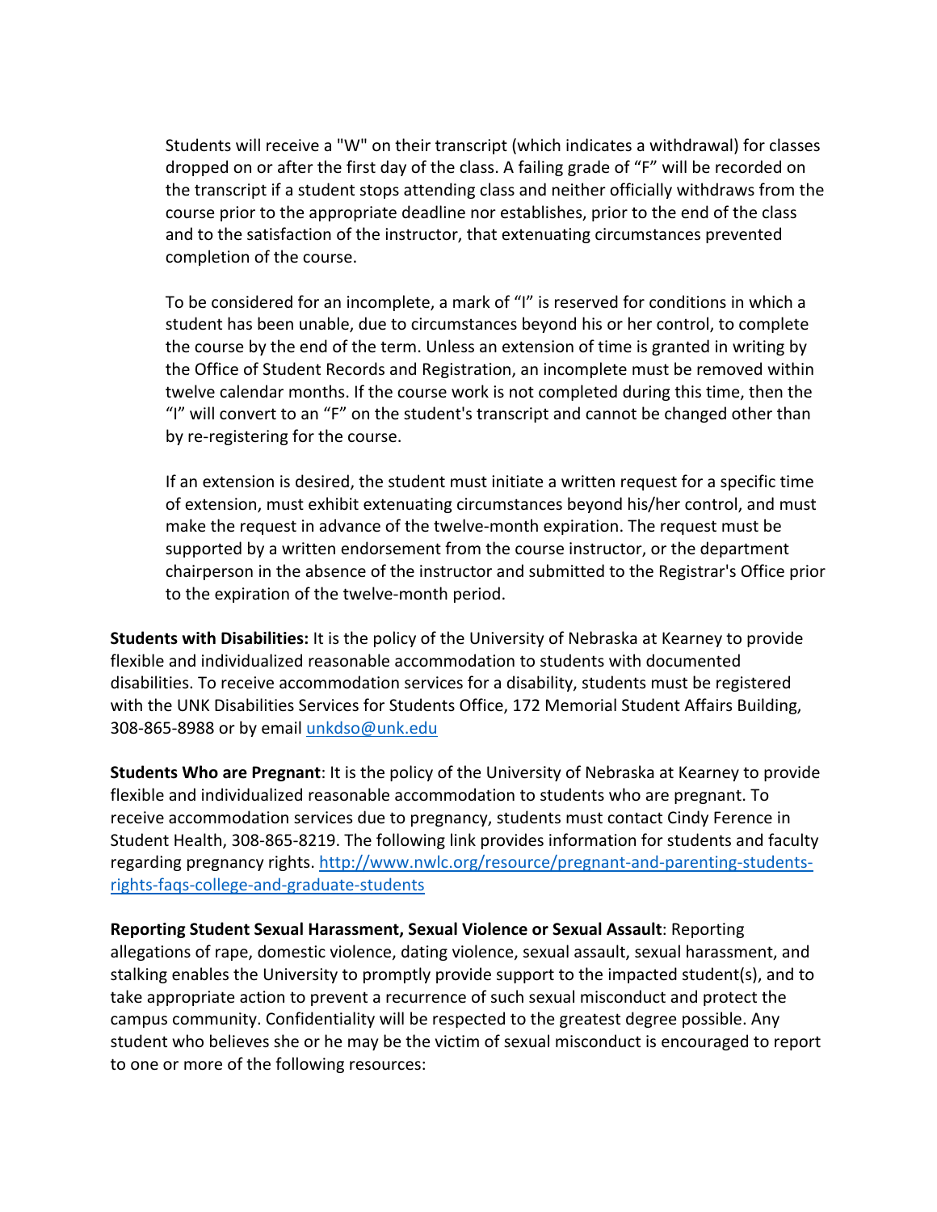Students will receive a "W" on their transcript (which indicates a withdrawal) for classes dropped on or after the first day of the class. A failing grade of “F” will be recorded on the transcript if a student stops attending class and neither officially withdraws from the course prior to the appropriate deadline nor establishes, prior to the end of the class and to the satisfaction of the instructor, that extenuating circumstances prevented completion of the course.

To be considered for an incomplete, a mark of “I” is reserved for conditions in which a student has been unable, due to circumstances beyond his or her control, to complete the course by the end of the term. Unless an extension of time is granted in writing by the Office of Student Records and Registration, an incomplete must be removed within twelve calendar months. If the course work is not completed during this time, then the “I” will convert to an “F” on the student's transcript and cannot be changed other than by re-registering for the course.

If an extension is desired, the student must initiate a written request for a specific time of extension, must exhibit extenuating circumstances beyond his/her control, and must make the request in advance of the twelve-month expiration. The request must be supported by a written endorsement from the course instructor, or the department chairperson in the absence of the instructor and submitted to the Registrar's Office prior to the expiration of the twelve-month period.

**Students with Disabilities:** It is the policy of the University of Nebraska at Kearney to provide flexible and individualized reasonable accommodation to students with documented disabilities. To receive accommodation services for a disability, students must be registered with the UNK Disabilities Services for Students Office, 172 Memorial Student Affairs Building, 308-865-8988 or by email [unkdso@unk.edu](mailto:unkdso@unk.edu)

**Students Who are Pregnant**: It is the policy of the University of Nebraska at Kearney to provide flexible and individualized reasonable accommodation to students who are pregnant. To receive accommodation services due to pregnancy, students must contact Cindy Ference in Student Health, 308-865-8219. The following link provides information for students and faculty regarding pregnancy rights. [http://www.nwlc.org/resource/pregnant-and-parenting-students-rights-faqs-college-and-graduate-students](http://www.nwlc.org/resource/pregnant-and-parenting-students-rights-faqs-college-and-graduate-students)

**Reporting Student Sexual Harassment, Sexual Violence or Sexual Assault**: Reporting allegations of rape, domestic violence, dating violence, sexual assault, sexual harassment, and stalking enables the University to promptly provide support to the impacted student(s), and to take appropriate action to prevent a recurrence of such sexual misconduct and protect the campus community. Confidentiality will be respected to the greatest degree possible. Any student who believes she or he may be the victim of sexual misconduct is encouraged to report to one or more of the following resources: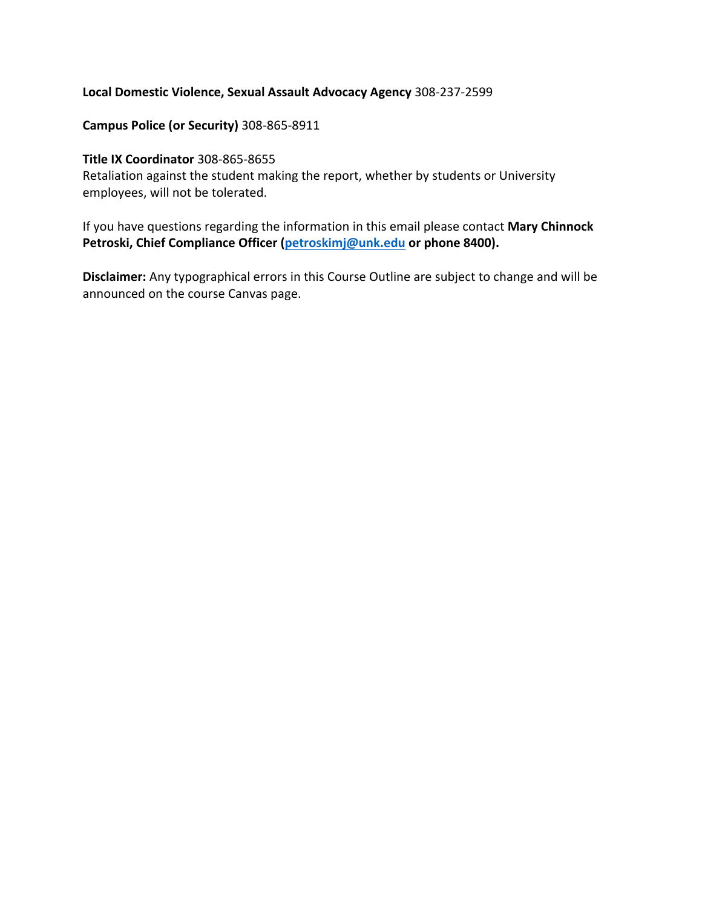**Local Domestic Violence, Sexual Assault Advocacy Agency** 308-237-2599

**Campus Police (or Security)** 308-865-8911

**Title IX Coordinator** 308-865-8655
Retaliation against the student making the report, whether by students or University employees, will not be tolerated.

If you have questions regarding the information in this email please contact **Mary Chinnock Petroski, Chief Compliance Officer ([petroskimj@unk.edu](mailto:petroskimj@unk.edu) or phone 8400).**

**Disclaimer:** Any typographical errors in this Course Outline are subject to change and will be announced on the course Canvas page.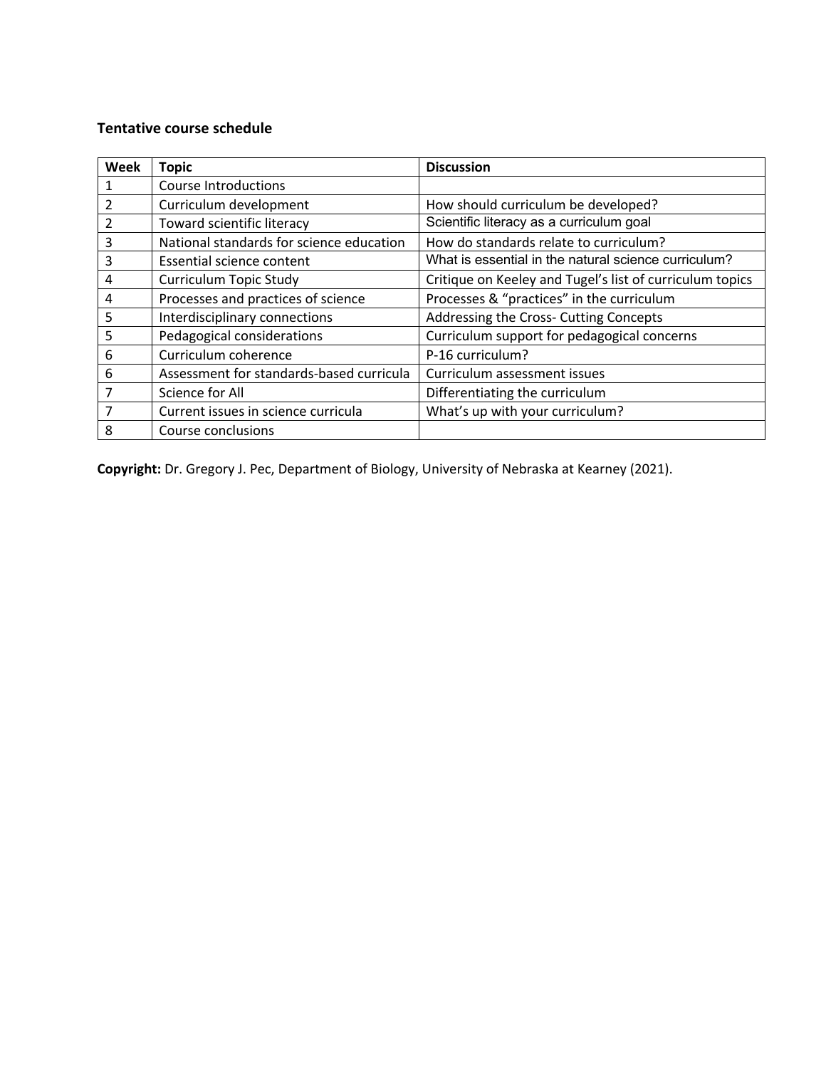**Tentative course schedule**

| Week | Topic | Discussion |
| --- | --- | --- |
| 1 | Course Introductions | |
| 2 | Curriculum development | How should curriculum be developed? |
| 2 | Toward scientific literacy | Scientific literacy as a curriculum goal |
| 3 | National standards for science education | How do standards relate to curriculum? |
| 3 | Essential science content | What is essential in the natural science curriculum? |
| 4 | Curriculum Topic Study | Critique on Keeley and Tugel's list of curriculum topics |
| 4 | Processes and practices of science | Processes & "practices" in the curriculum |
| 5 | Interdisciplinary connections | Addressing the Cross- Cutting Concepts |
| 5 | Pedagogical considerations | Curriculum support for pedagogical concerns |
| 6 | Curriculum coherence | P-16 curriculum? |
| 6 | Assessment for standards-based curricula | Curriculum assessment issues |
| 7 | Science for All | Differentiating the curriculum |
| 7 | Current issues in science curricula | What's up with your curriculum? |
| 8 | Course conclusions | |

**Copyright:** Dr. Gregory J. Pec, Department of Biology, University of Nebraska at Kearney (2021).